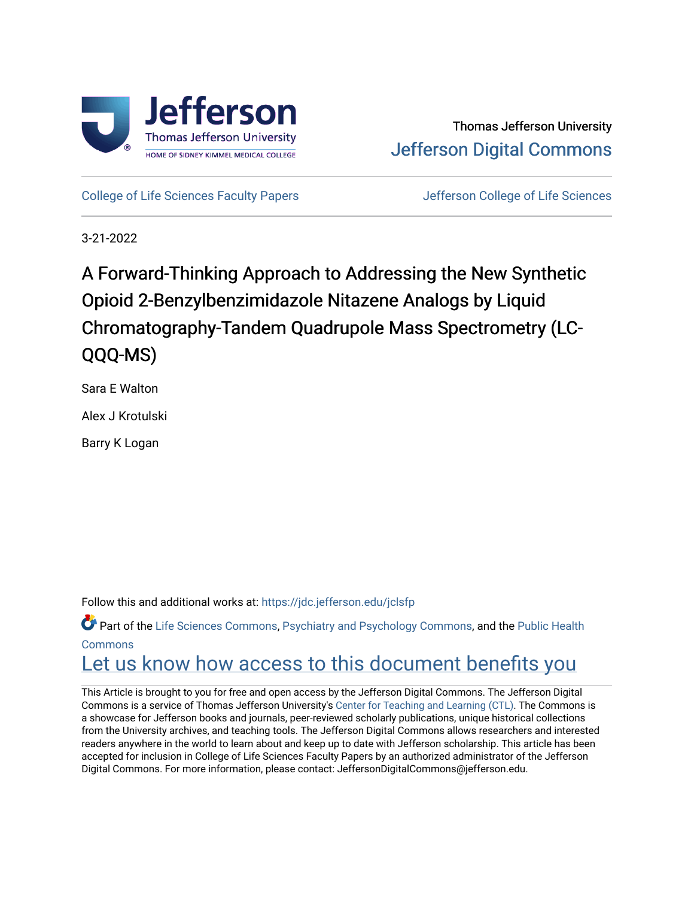Thomas Jefferson University

Jefferson Digital Commons

College of Life Sciences Faculty Papers

Jefferson College of Life Sciences

3-21-2022

# A Forward-Thinking Approach to Addressing the New Synthetic Opioid 2-Benzylbenzimidazole Nitazene Analogs by Liquid Chromatography-Tandem Quadrupole Mass Spectrometry (LC-QQQ-MS)

Sara E Walton

Alex J Krotulski

Barry K Logan

Follow this and additional works at: https://jdc.jefferson.edu/jclsfp

Part of the Life Sciences Commons, Psychiatry and Psychology Commons, and the Public Health Commons

Let us know how access to this document benefits you

This Article is brought to you for free and open access by the Jefferson Digital Commons. The Jefferson Digital Commons is a service of Thomas Jefferson University's Center for Teaching and Learning (CTL). The Commons is a showcase for Jefferson books and journals, peer-reviewed scholarly publications, unique historical collections from the University archives, and teaching tools. The Jefferson Digital Commons allows researchers and interested readers anywhere in the world to learn about and keep up to date with Jefferson scholarship. This article has been accepted for inclusion in College of Life Sciences Faculty Papers by an authorized administrator of the Jefferson Digital Commons. For more information, please contact: JeffersonDigitalCommons@jefferson.edu.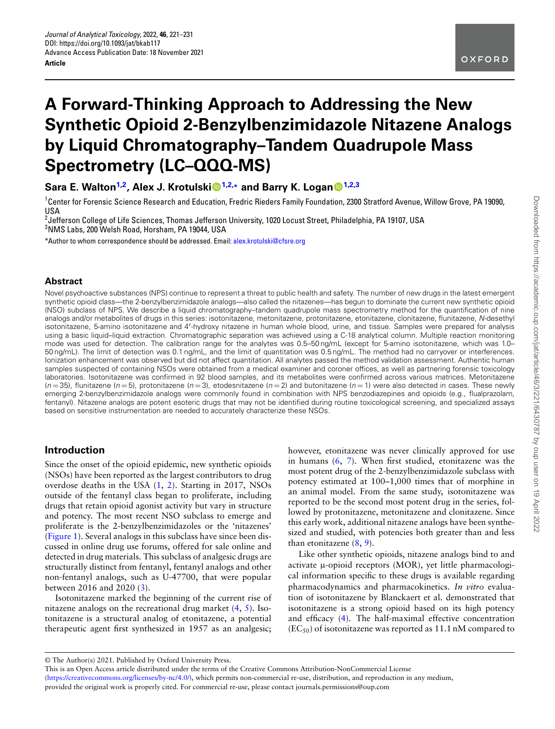# A Forward-Thinking Approach to Addressing the New Synthetic Opioid 2-Benzylbenzimidazole Nitazene Analogs by Liquid Chromatography–Tandem Quadrupole Mass Spectrometry (LC–QQQ-MS)

**Sara E. Walton[1,2], Alex J. Krotulski[1,2,*] and Barry K. Logan[1,2,3]**

[1]Center for Forensic Science Research and Education, Fredric Rieders Family Foundation, 2300 Stratford Avenue, Willow Grove, PA 19090, USA
[2]Jefferson College of Life Sciences, Thomas Jefferson University, 1020 Locust Street, Philadelphia, PA 19107, USA
[3]NMS Labs, 200 Welsh Road, Horsham, PA 19044, USA

*Author to whom correspondence should be addressed. Email: alex.krotulski@cfsre.org

## Abstract

Novel psychoactive substances (NPS) continue to represent a threat to public health and safety. The number of new drugs in the latest emergent synthetic opioid class—the 2-benzylbenzimidazole analogs—also called the nitazenes—has begun to dominate the current new synthetic opioid (NSO) subclass of NPS. We describe a liquid chromatography–tandem quadrupole mass spectrometry method for the quantification of nine analogs and/or metabolites of drugs in this series: isotonitazene, metonitazene, protonitazene, etonitazene, clonitazene, flunitazene, *N*-desethyl isotonitazene, 5-amino isotonitazene and 4′-hydroxy nitazene in human whole blood, urine, and tissue. Samples were prepared for analysis using a basic liquid–liquid extraction. Chromatographic separation was achieved using a C-18 analytical column. Multiple reaction monitoring mode was used for detection. The calibration range for the analytes was 0.5–50 ng/mL (except for 5-amino isotonitazene, which was 1.0–50 ng/mL). The limit of detection was 0.1 ng/mL, and the limit of quantitation was 0.5 ng/mL. The method had no carryover or interferences. Ionization enhancement was observed but did not affect quantitation. All analytes passed the method validation assessment. Authentic human samples suspected of containing NSOs were obtained from a medical examiner and coroner offices, as well as partnering forensic toxicology laboratories. Isotonitazene was confirmed in 92 blood samples, and its metabolites were confirmed across various matrices. Metonitazene ($n = 35$), flunitazene ($n = 5$), protonitazene ($n = 3$), etodesnitazene ($n = 2$) and butonitazene ($n = 1$) were also detected in cases. These newly emerging 2-benzylbenzimidazole analogs were commonly found in combination with NPS benzodiazepines and opioids (e.g., flualprazolam, fentanyl). Nitazene analogs are potent esoteric drugs that may not be identified during routine toxicological screening, and specialized assays based on sensitive instrumentation are needed to accurately characterize these NSOs.

## Introduction

Since the onset of the opioid epidemic, new synthetic opioids (NSOs) have been reported as the largest contributors to drug overdose deaths in the USA (1, 2). Starting in 2017, NSOs outside of the fentanyl class began to proliferate, including drugs that retain opioid agonist activity but vary in structure and potency. The most recent NSO subclass to emerge and proliferate is the 2-benzylbenzimidazoles or the 'nitazenes' (Figure 1). Several analogs in this subclass have since been discussed in online drug use forums, offered for sale online and detected in drug materials. This subclass of analgesic drugs are structurally distinct from fentanyl, fentanyl analogs and other non-fentanyl analogs, such as U-47700, that were popular between 2016 and 2020 (3).

Isotonitazene marked the beginning of the current rise of nitazene analogs on the recreational drug market (4, 5). Isotonitazene is a structural analog of etonitazene, a potential therapeutic agent first synthesized in 1957 as an analgesic; however, etonitazene was never clinically approved for use in humans (6, 7). When first studied, etonitazene was the most potent drug of the 2-benzylbenzimidazole subclass with potency estimated at 100–1,000 times that of morphine in an animal model. From the same study, isotonitazene was reported to be the second most potent drug in the series, followed by protonitazene, metonitazene and clonitazene. Since this early work, additional nitazene analogs have been synthesized and studied, with potencies both greater than and less than etonitazene (8, 9).

Like other synthetic opioids, nitazene analogs bind to and activate μ-opioid receptors (MOR), yet little pharmacological information specific to these drugs is available regarding pharmacodynamics and pharmacokinetics. *In vitro* evaluation of isotonitazene by Blanckaert et al. demonstrated that isotonitazene is a strong opioid based on its high potency and efficacy (4). The half-maximal effective concentration ($EC_{50}$) of isotonitazene was reported as 11.1 nM compared to

© The Author(s) 2021. Published by Oxford University Press.
This is an Open Access article distributed under the terms of the Creative Commons Attribution-NonCommercial License (https://creativecommons.org/licenses/by-nc/4.0/), which permits non-commercial re-use, distribution, and reproduction in any medium, provided the original work is properly cited. For commercial re-use, please contact journals.permissions@oup.com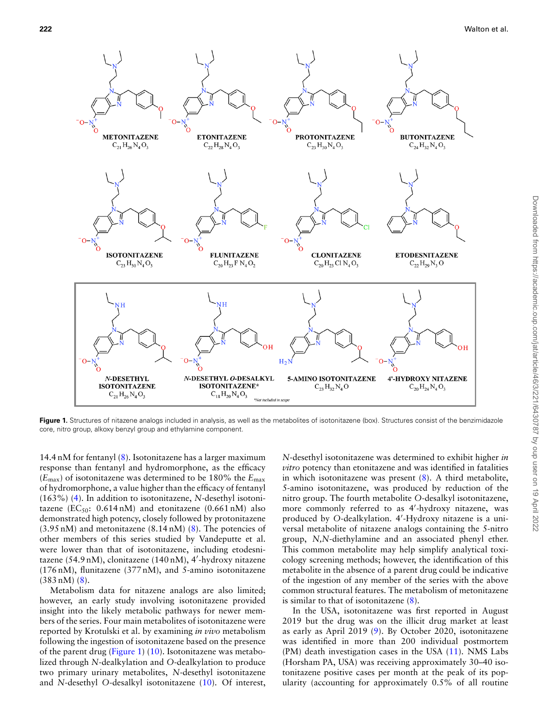**Figure 1.** Structures of nitazene analogs included in analysis, as well as the metabolites of isotonitazene (box). Structures consist of the benzimidazole core, nitro group, alkoxy benzyl group and ethylamine component.

14.4 nM for fentanyl (8). Isotonitazene has a larger maximum response than fentanyl and hydromorphone, as the efficacy ($E_{max}$) of isotonitazene was determined to be 180% the $E_{max}$ of hydromorphone, a value higher than the efficacy of fentanyl (163%) (4). In addition to isotonitazene, *N*-desethyl isotonitazene ($EC_{50}$: 0.614 nM) and etonitazene (0.661 nM) also demonstrated high potency, closely followed by protonitazene (3.95 nM) and metonitazene (8.14 nM) (8). The potencies of other members of this series studied by Vandeputte et al. were lower than that of isotonitazene, including etodesnitazene (54.9 nM), clonitazene (140 nM), 4′-hydroxy nitazene (176 nM), flunitazene (377 nM), and 5-amino isotonitazene (383 nM) (8).

Metabolism data for nitazene analogs are also limited; however, an early study involving isotonitazene provided insight into the likely metabolic pathways for newer members of the series. Four main metabolites of isotonitazene were reported by Krotulski et al. by examining *in vivo* metabolism following the ingestion of isotonitazene based on the presence of the parent drug (Figure 1) (10). Isotonitazene was metabolized through *N*-dealkylation and *O*-dealkylation to produce two primary urinary metabolites, *N*-desethyl isotonitazene and *N*-desethyl *O*-desalkyl isotonitazene (10). Of interest, *N*-desethyl isotonitazene was determined to exhibit higher *in vitro* potency than etonitazene and was identified in fatalities in which isotonitazene was present (8). A third metabolite, 5-amino isotonitazene, was produced by reduction of the nitro group. The fourth metabolite *O*-desalkyl isotonitazene, more commonly referred to as 4′-hydroxy nitazene, was produced by *O*-dealkylation. 4′-Hydroxy nitazene is a universal metabolite of nitazene analogs containing the 5-nitro group, *N,N*-diethylamine and an associated phenyl ether. This common metabolite may help simplify analytical toxicology screening methods; however, the identification of this metabolite in the absence of a parent drug could be indicative of the ingestion of any member of the series with the above common structural features. The metabolism of metonitazene is similar to that of isotonitazene (8).

In the USA, isotonitazene was first reported in August 2019 but the drug was on the illicit drug market at least as early as April 2019 (9). By October 2020, isotonitazene was identified in more than 200 individual postmortem (PM) death investigation cases in the USA (11). NMS Labs (Horsham PA, USA) was receiving approximately 30–40 isotonitazene positive cases per month at the peak of its popularity (accounting for approximately 0.5% of all routine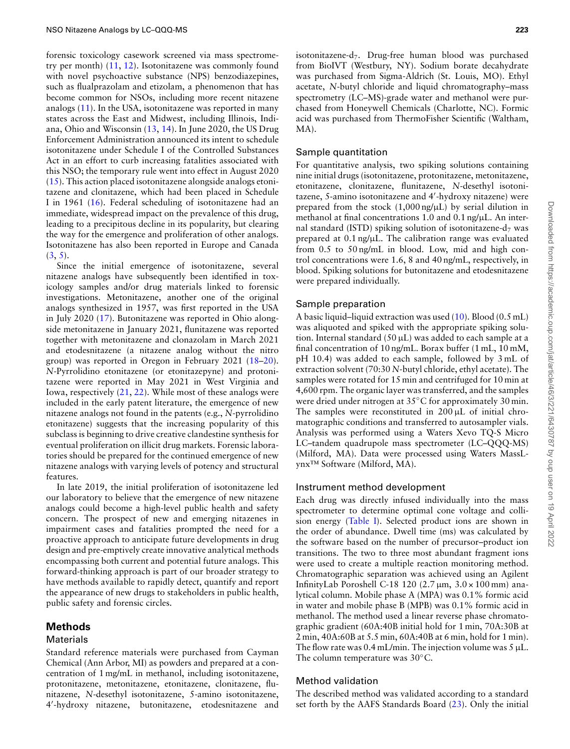forensic toxicology casework screened via mass spectrometry per month) (11, 12). Isotonitazene was commonly found with novel psychoactive substance (NPS) benzodiazepines, such as flualprazolam and etizolam, a phenomenon that has become common for NSOs, including more recent nitazene analogs (11). In the USA, isotonitazene was reported in many states across the East and Midwest, including Illinois, Indiana, Ohio and Wisconsin (13, 14). In June 2020, the US Drug Enforcement Administration announced its intent to schedule isotonitazene under Schedule I of the Controlled Substances Act in an effort to curb increasing fatalities associated with this NSO; the temporary rule went into effect in August 2020 (15). This action placed isotonitazene alongside analogs etonitazene and clonitazene, which had been placed in Schedule I in 1961 (16). Federal scheduling of isotonitazene had an immediate, widespread impact on the prevalence of this drug, leading to a precipitous decline in its popularity, but clearing the way for the emergence and proliferation of other analogs. Isotonitazene has also been reported in Europe and Canada (3, 5).

Since the initial emergence of isotonitazene, several nitazene analogs have subsequently been identified in toxicology samples and/or drug materials linked to forensic investigations. Metonitazene, another one of the original analogs synthesized in 1957, was first reported in the USA in July 2020 (17). Butonitazene was reported in Ohio alongside metonitazene in January 2021, flunitazene was reported together with metonitazene and clonazolam in March 2021 and etodesnitazene (a nitazene analog without the nitro group) was reported in Oregon in February 2021 (18–20). *N*-Pyrrolidino etonitazene (or etonitazepyne) and protonitazene were reported in May 2021 in West Virginia and Iowa, respectively (21, 22). While most of these analogs were included in the early patent literature, the emergence of new nitazene analogs not found in the patents (e.g., *N*-pyrrolidino etonitazene) suggests that the increasing popularity of this subclass is beginning to drive creative clandestine synthesis for eventual proliferation on illicit drug markets. Forensic laboratories should be prepared for the continued emergence of new nitazene analogs with varying levels of potency and structural features.

In late 2019, the initial proliferation of isotonitazene led our laboratory to believe that the emergence of new nitazene analogs could become a high-level public health and safety concern. The prospect of new and emerging nitazenes in impairment cases and fatalities prompted the need for a proactive approach to anticipate future developments in drug design and pre-emptively create innovative analytical methods encompassing both current and potential future analogs. This forward-thinking approach is part of our broader strategy to have methods available to rapidly detect, quantify and report the appearance of new drugs to stakeholders in public health, public safety and forensic circles.

## Methods

### Materials

Standard reference materials were purchased from Cayman Chemical (Ann Arbor, MI) as powders and prepared at a concentration of 1 mg/mL in methanol, including isotonitazene, protonitazene, metonitazene, etonitazene, clonitazene, flunitazene, *N*-desethyl isotonitazene, 5-amino isotonitazene, 4′-hydroxy nitazene, butonitazene, etodesnitazene and isotonitazene-$d_7$. Drug-free human blood was purchased from BioIVT (Westbury, NY). Sodium borate decahydrate was purchased from Sigma-Aldrich (St. Louis, MO). Ethyl acetate, *N*-butyl chloride and liquid chromatography–mass spectrometry (LC–MS)-grade water and methanol were purchased from Honeywell Chemicals (Charlotte, NC). Formic acid was purchased from ThermoFisher Scientific (Waltham, MA).

### Sample quantitation

For quantitative analysis, two spiking solutions containing nine initial drugs (isotonitazene, protonitazene, metonitazene, etonitazene, clonitazene, flunitazene, *N*-desethyl isotonitazene, 5-amino isotonitazene and 4′-hydroxy nitazene) were prepared from the stock (1,000 ng/μL) by serial dilution in methanol at final concentrations 1.0 and 0.1 ng/μL. An internal standard (ISTD) spiking solution of isotonitazene-$d_7$ was prepared at 0.1 ng/μL. The calibration range was evaluated from 0.5 to 50 ng/mL in blood. Low, mid and high control concentrations were 1.6, 8 and 40 ng/mL, respectively, in blood. Spiking solutions for butonitazene and etodesnitazene were prepared individually.

### Sample preparation

A basic liquid–liquid extraction was used (10). Blood (0.5 mL) was aliquoted and spiked with the appropriate spiking solution. Internal standard (50 μL) was added to each sample at a final concentration of 10 ng/mL. Borax buffer (1 mL, 10 mM, pH 10.4) was added to each sample, followed by 3 mL of extraction solvent (70:30 *N*-butyl chloride, ethyl acetate). The samples were rotated for 15 min and centrifuged for 10 min at 4,600 rpm. The organic layer was transferred, and the samples were dried under nitrogen at 35°C for approximately 30 min. The samples were reconstituted in 200 μL of initial chromatographic conditions and transferred to autosampler vials. Analysis was performed using a Waters Xevo TQ-S Micro LC–tandem quadrupole mass spectrometer (LC–QQQ-MS) (Milford, MA). Data were processed using Waters MassLynx™ Software (Milford, MA).

### Instrument method development

Each drug was directly infused individually into the mass spectrometer to determine optimal cone voltage and collision energy (Table I). Selected product ions are shown in the order of abundance. Dwell time (ms) was calculated by the software based on the number of precursor–product ion transitions. The two to three most abundant fragment ions were used to create a multiple reaction monitoring method. Chromatographic separation was achieved using an Agilent InfinityLab Poroshell C-18 120 (2.7 μm, 3.0 × 100 mm) analytical column. Mobile phase A (MPA) was 0.1% formic acid in water and mobile phase B (MPB) was 0.1% formic acid in methanol. The method used a linear reverse phase chromatographic gradient (60A:40B initial hold for 1 min, 70A:30B at 2 min, 40A:60B at 5.5 min, 60A:40B at 6 min, hold for 1 min). The flow rate was 0.4 mL/min. The injection volume was 5 μL. The column temperature was 30°C.

### Method validation

The described method was validated according to a standard set forth by the AAFS Standards Board (23). Only the initial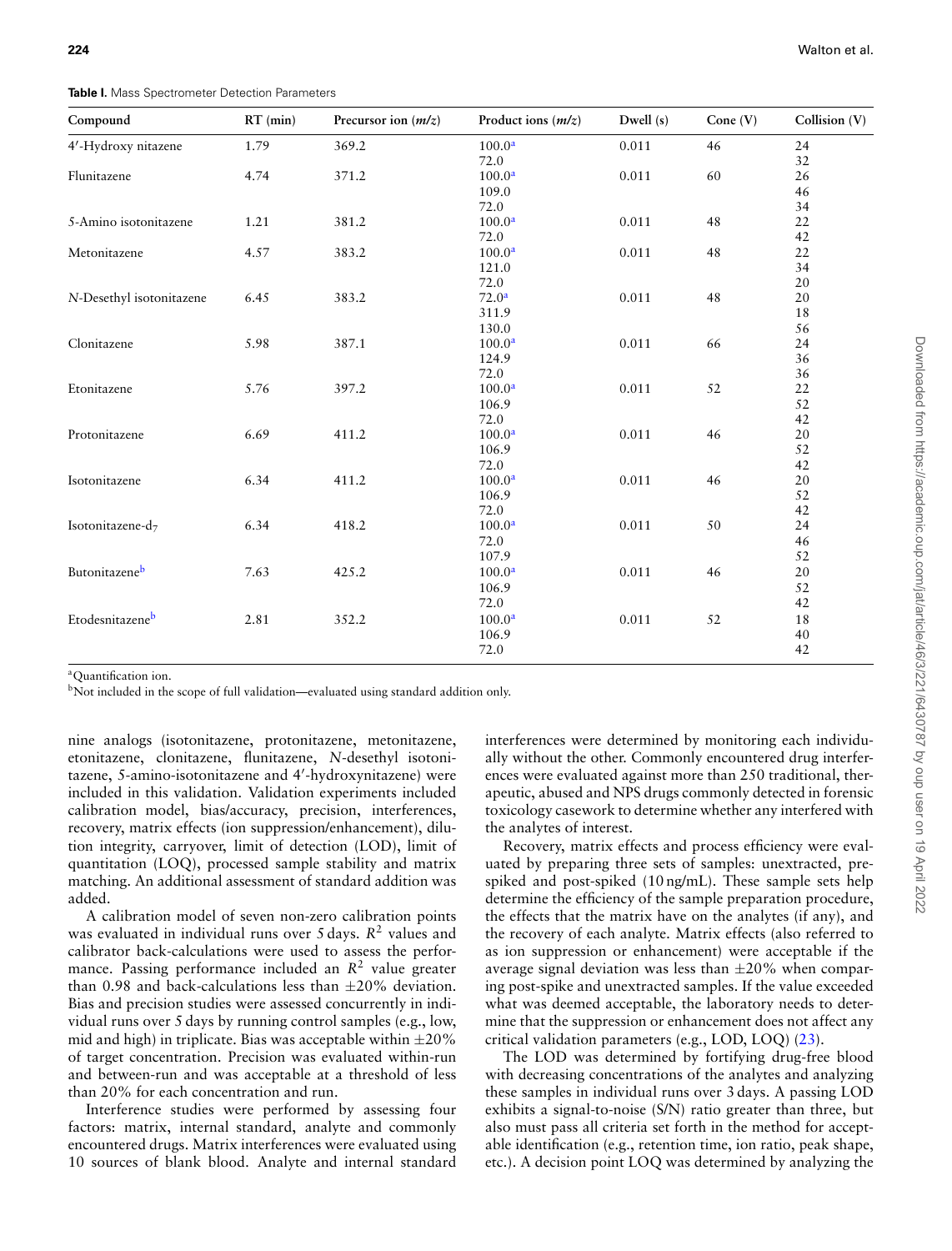**Table I.** Mass Spectrometer Detection Parameters

| Compound | RT (min) | Precursor ion ($m/z$) | Product ions ($m/z$) | Dwell (s) | Cone (V) | Collision (V) |
|---|---|---|---|---|---|---|
| 4′-Hydroxy nitazene | 1.79 | 369.2 | 100.0[a] | 0.011 | 46 | 24 |
| | | | 72.0 | | | 32 |
| Flunitazene | 4.74 | 371.2 | 100.0[a] | 0.011 | 60 | 26 |
| | | | 109.0 | | | 46 |
| | | | 72.0 | | | 34 |
| 5-Amino isotonitazene | 1.21 | 381.2 | 100.0[a] | 0.011 | 48 | 22 |
| | | | 72.0 | | | 42 |
| Metonitazene | 4.57 | 383.2 | 100.0[a] | 0.011 | 48 | 22 |
| | | | 121.0 | | | 34 |
| | | | 72.0 | | | 20 |
| *N*-Desethyl isotonitazene | 6.45 | 383.2 | 72.0[a] | 0.011 | 48 | 20 |
| | | | 311.9 | | | 18 |
| | | | 130.0 | | | 56 |
| Clonitazene | 5.98 | 387.1 | 100.0[a] | 0.011 | 66 | 24 |
| | | | 124.9 | | | 36 |
| | | | 72.0 | | | 36 |
| Etonitazene | 5.76 | 397.2 | 100.0[a] | 0.011 | 52 | 22 |
| | | | 106.9 | | | 52 |
| | | | 72.0 | | | 42 |
| Protonitazene | 6.69 | 411.2 | 100.0[a] | 0.011 | 46 | 20 |
| | | | 106.9 | | | 52 |
| | | | 72.0 | | | 42 |
| Isotonitazene | 6.34 | 411.2 | 100.0[a] | 0.011 | 46 | 20 |
| | | | 106.9 | | | 52 |
| | | | 72.0 | | | 42 |
| Isotonitazene-$d_7$ | 6.34 | 418.2 | 100.0[a] | 0.011 | 50 | 24 |
| | | | 72.0 | | | 46 |
| | | | 107.9 | | | 52 |
| Butonitazene[b] | 7.63 | 425.2 | 100.0[a] | 0.011 | 46 | 20 |
| | | | 106.9 | | | 52 |
| | | | 72.0 | | | 42 |
| Etodesnitazene[b] | 2.81 | 352.2 | 100.0[a] | 0.011 | 52 | 18 |
| | | | 106.9 | | | 40 |
| | | | 72.0 | | | 42 |

[a]Quantification ion.
[b]Not included in the scope of full validation—evaluated using standard addition only.

nine analogs (isotonitazene, protonitazene, metonitazene, etonitazene, clonitazene, flunitazene, *N*-desethyl isotonitazene, 5-amino-isotonitazene and 4′-hydroxynitazene) were included in this validation. Validation experiments included calibration model, bias/accuracy, precision, interferences, recovery, matrix effects (ion suppression/enhancement), dilution integrity, carryover, limit of detection (LOD), limit of quantitation (LOQ), processed sample stability and matrix matching. An additional assessment of standard addition was added.

A calibration model of seven non-zero calibration points was evaluated in individual runs over 5 days. $R^2$ values and calibrator back-calculations were used to assess the performance. Passing performance included an $R^2$ value greater than 0.98 and back-calculations less than ±20% deviation. Bias and precision studies were assessed concurrently in individual runs over 5 days by running control samples (e.g., low, mid and high) in triplicate. Bias was acceptable within ±20% of target concentration. Precision was evaluated within-run and between-run and was acceptable at a threshold of less than 20% for each concentration and run.

Interference studies were performed by assessing four factors: matrix, internal standard, analyte and commonly encountered drugs. Matrix interferences were evaluated using 10 sources of blank blood. Analyte and internal standard interferences were determined by monitoring each individually without the other. Commonly encountered drug interferences were evaluated against more than 250 traditional, therapeutic, abused and NPS drugs commonly detected in forensic toxicology casework to determine whether any interfered with the analytes of interest.

Recovery, matrix effects and process efficiency were evaluated by preparing three sets of samples: unextracted, pre-spiked and post-spiked (10 ng/mL). These sample sets help determine the efficiency of the sample preparation procedure, the effects that the matrix have on the analytes (if any), and the recovery of each analyte. Matrix effects (also referred to as ion suppression or enhancement) were acceptable if the average signal deviation was less than ±20% when comparing post-spike and unextracted samples. If the value exceeded what was deemed acceptable, the laboratory needs to determine that the suppression or enhancement does not affect any critical validation parameters (e.g., LOD, LOQ) (23).

The LOD was determined by fortifying drug-free blood with decreasing concentrations of the analytes and analyzing these samples in individual runs over 3 days. A passing LOD exhibits a signal-to-noise (S/N) ratio greater than three, but also must pass all criteria set forth in the method for acceptable identification (e.g., retention time, ion ratio, peak shape, etc.). A decision point LOQ was determined by analyzing the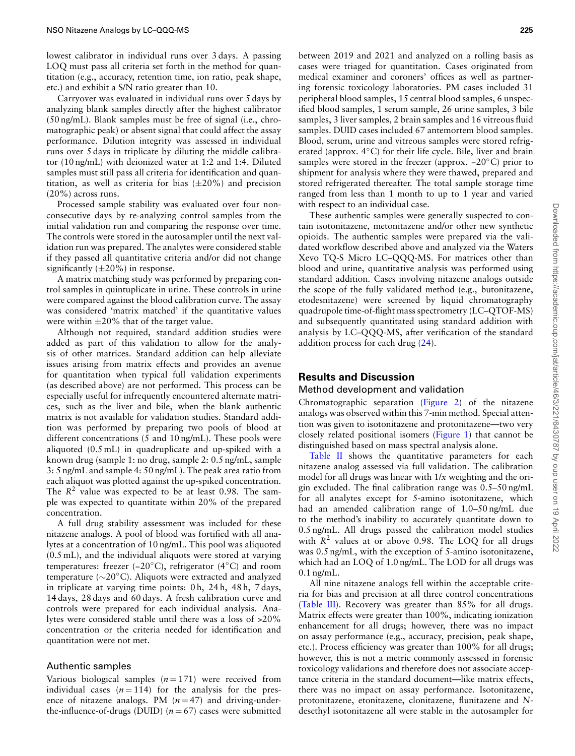lowest calibrator in individual runs over 3 days. A passing LOQ must pass all criteria set forth in the method for quantitation (e.g., accuracy, retention time, ion ratio, peak shape, etc.) and exhibit a S/N ratio greater than 10.

Carryover was evaluated in individual runs over 5 days by analyzing blank samples directly after the highest calibrator (50 ng/mL). Blank samples must be free of signal (i.e., chromatographic peak) or absent signal that could affect the assay performance. Dilution integrity was assessed in individual runs over 5 days in triplicate by diluting the middle calibrator (10 ng/mL) with deionized water at 1:2 and 1:4. Diluted samples must still pass all criteria for identification and quantitation, as well as criteria for bias (±20%) and precision (20%) across runs.

Processed sample stability was evaluated over four nonconsecutive days by re-analyzing control samples from the initial validation run and comparing the response over time. The controls were stored in the autosampler until the next validation run was prepared. The analytes were considered stable if they passed all quantitative criteria and/or did not change significantly (±20%) in response.

A matrix matching study was performed by preparing control samples in quintuplicate in urine. These controls in urine were compared against the blood calibration curve. The assay was considered 'matrix matched' if the quantitative values were within ±20% that of the target value.

Although not required, standard addition studies were added as part of this validation to allow for the analysis of other matrices. Standard addition can help alleviate issues arising from matrix effects and provides an avenue for quantitation when typical full validation experiments (as described above) are not performed. This process can be especially useful for infrequently encountered alternate matrices, such as the liver and bile, when the blank authentic matrix is not available for validation studies. Standard addition was performed by preparing two pools of blood at different concentrations (5 and 10 ng/mL). These pools were aliquoted (0.5 mL) in quadruplicate and up-spiked with a known drug (sample 1: no drug, sample 2: 0.5 ng/mL, sample 3: 5 ng/mL and sample 4: 50 ng/mL). The peak area ratio from each aliquot was plotted against the up-spiked concentration. The $R^2$ value was expected to be at least 0.98. The sample was expected to quantitate within 20% of the prepared concentration.

A full drug stability assessment was included for these nitazene analogs. A pool of blood was fortified with all analytes at a concentration of 10 ng/mL. This pool was aliquoted (0.5 mL), and the individual aliquots were stored at varying temperatures: freezer (−20°C), refrigerator (4°C) and room temperature (∼20°C). Aliquots were extracted and analyzed in triplicate at varying time points: 0 h, 24 h, 48 h, 7 days, 14 days, 28 days and 60 days. A fresh calibration curve and controls were prepared for each individual analysis. Analytes were considered stable until there was a loss of >20% concentration or the criteria needed for identification and quantitation were not met.

### Authentic samples

Various biological samples ($n = 171$) were received from individual cases ($n = 114$) for the analysis for the presence of nitazene analogs. PM ($n = 47$) and driving-under-the-influence-of-drugs (DUID) ($n = 67$) cases were submitted between 2019 and 2021 and analyzed on a rolling basis as cases were triaged for quantitation. Cases originated from medical examiner and coroners' offices as well as partnering forensic toxicology laboratories. PM cases included 31 peripheral blood samples, 15 central blood samples, 6 unspecified blood samples, 1 serum sample, 26 urine samples, 3 bile samples, 3 liver samples, 2 brain samples and 16 vitreous fluid samples. DUID cases included 67 antemortem blood samples. Blood, serum, urine and vitreous samples were stored refrigerated (approx. 4°C) for their life cycle. Bile, liver and brain samples were stored in the freezer (approx. −20°C) prior to shipment for analysis where they were thawed, prepared and stored refrigerated thereafter. The total sample storage time ranged from less than 1 month to up to 1 year and varied with respect to an individual case.

These authentic samples were generally suspected to contain isotonitazene, metonitazene and/or other new synthetic opioids. The authentic samples were prepared via the validated workflow described above and analyzed via the Waters Xevo TQ-S Micro LC–QQQ-MS. For matrices other than blood and urine, quantitative analysis was performed using standard addition. Cases involving nitazene analogs outside the scope of the fully validated method (e.g., butonitazene, etodesnitazene) were screened by liquid chromatography quadrupole time-of-flight mass spectrometry (LC–QTOF-MS) and subsequently quantitated using standard addition with analysis by LC–QQQ-MS, after verification of the standard addition process for each drug (24).

## Results and Discussion

### Method development and validation

Chromatographic separation (Figure 2) of the nitazene analogs was observed within this 7-min method. Special attention was given to isotonitazene and protonitazene—two very closely related positional isomers (Figure 1) that cannot be distinguished based on mass spectral analysis alone.

Table II shows the quantitative parameters for each nitazene analog assessed via full validation. The calibration model for all drugs was linear with $1/x$ weighting and the origin excluded. The final calibration range was 0.5–50 ng/mL for all analytes except for 5-amino isotonitazene, which had an amended calibration range of 1.0–50 ng/mL due to the method's inability to accurately quantitate down to 0.5 ng/mL. All drugs passed the calibration model studies with $R^2$ values at or above 0.98. The LOQ for all drugs was 0.5 ng/mL, with the exception of 5-amino isotonitazene, which had an LOQ of 1.0 ng/mL. The LOD for all drugs was 0.1 ng/mL.

All nine nitazene analogs fell within the acceptable criteria for bias and precision at all three control concentrations (Table III). Recovery was greater than 85% for all drugs. Matrix effects were greater than 100%, indicating ionization enhancement for all drugs; however, there was no impact on assay performance (e.g., accuracy, precision, peak shape, etc.). Process efficiency was greater than 100% for all drugs; however, this is not a metric commonly assessed in forensic toxicology validations and therefore does not associate acceptance criteria in the standard document—like matrix effects, there was no impact on assay performance. Isotonitazene, protonitazene, etonitazene, clonitazene, flunitazene and *N*-desethyl isotonitazene all were stable in the autosampler for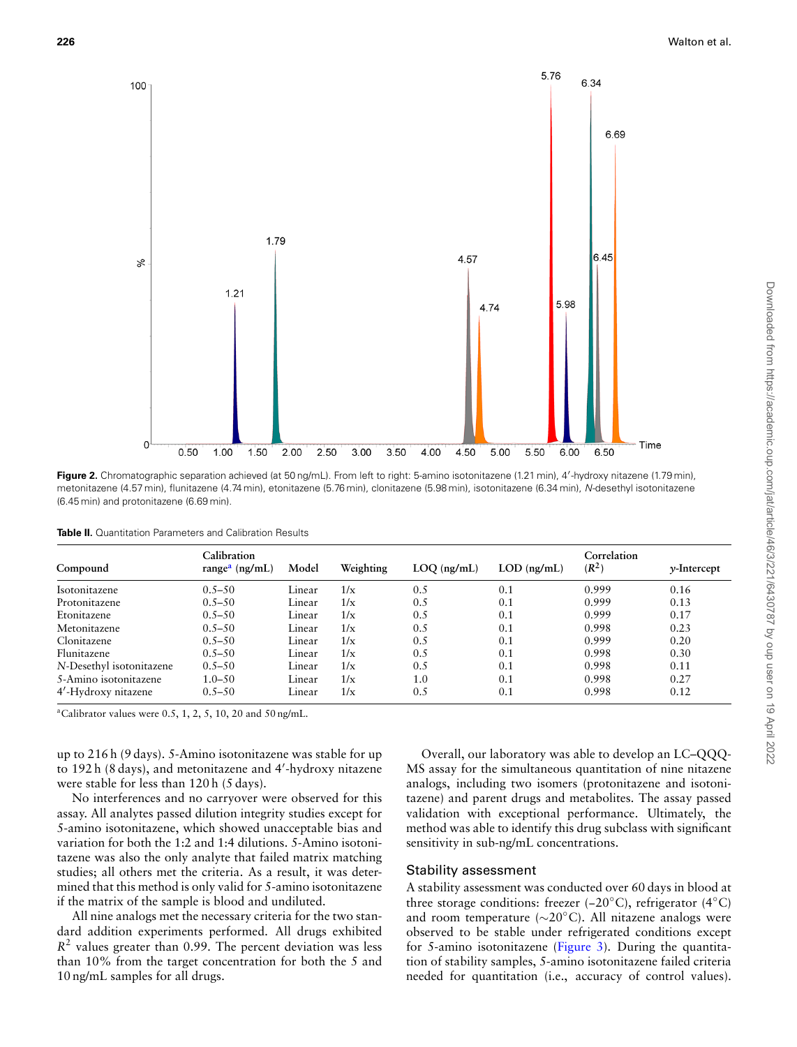**Figure 2.** Chromatographic separation achieved (at 50 ng/mL). From left to right: 5-amino isotonitazene (1.21 min), 4′-hydroxy nitazene (1.79 min), metonitazene (4.57 min), flunitazene (4.74 min), etonitazene (5.76 min), clonitazene (5.98 min), isotonitazene (6.34 min), *N*-desethyl isotonitazene (6.45 min) and protonitazene (6.69 min).

**Table II.** Quantitation Parameters and Calibration Results

| Compound | Calibration range[a] (ng/mL) | Model | Weighting | LOQ (ng/mL) | LOD (ng/mL) | Correlation ($R^2$) | *y*-Intercept |
|---|---|---|---|---|---|---|---|
| Isotonitazene | 0.5–50 | Linear | 1/x | 0.5 | 0.1 | 0.999 | 0.16 |
| Protonitazene | 0.5–50 | Linear | 1/x | 0.5 | 0.1 | 0.999 | 0.13 |
| Etonitazene | 0.5–50 | Linear | 1/x | 0.5 | 0.1 | 0.999 | 0.17 |
| Metonitazene | 0.5–50 | Linear | 1/x | 0.5 | 0.1 | 0.998 | 0.23 |
| Clonitazene | 0.5–50 | Linear | 1/x | 0.5 | 0.1 | 0.999 | 0.20 |
| Flunitazene | 0.5–50 | Linear | 1/x | 0.5 | 0.1 | 0.998 | 0.30 |
| *N*-Desethyl isotonitazene | 0.5–50 | Linear | 1/x | 0.5 | 0.1 | 0.998 | 0.11 |
| 5-Amino isotonitazene | 1.0–50 | Linear | 1/x | 1.0 | 0.1 | 0.998 | 0.27 |
| 4′-Hydroxy nitazene | 0.5–50 | Linear | 1/x | 0.5 | 0.1 | 0.998 | 0.12 |

[a]Calibrator values were 0.5, 1, 2, 5, 10, 20 and 50 ng/mL.

up to 216 h (9 days). 5-Amino isotonitazene was stable for up to 192 h (8 days), and metonitazene and 4′-hydroxy nitazene were stable for less than 120 h (5 days).

No interferences and no carryover were observed for this assay. All analytes passed dilution integrity studies except for 5-amino isotonitazene, which showed unacceptable bias and variation for both the 1:2 and 1:4 dilutions. 5-Amino isotonitazene was also the only analyte that failed matrix matching studies; all others met the criteria. As a result, it was determined that this method is only valid for 5-amino isotonitazene if the matrix of the sample is blood and undiluted.

All nine analogs met the necessary criteria for the two standard addition experiments performed. All drugs exhibited $R^2$ values greater than 0.99. The percent deviation was less than 10% from the target concentration for both the 5 and 10 ng/mL samples for all drugs.

Overall, our laboratory was able to develop an LC–QQQ-MS assay for the simultaneous quantitation of nine nitazene analogs, including two isomers (protonitazene and isotonitazene) and parent drugs and metabolites. The assay passed validation with exceptional performance. Ultimately, the method was able to identify this drug subclass with significant sensitivity in sub-ng/mL concentrations.

## Stability assessment

A stability assessment was conducted over 60 days in blood at three storage conditions: freezer (−20°C), refrigerator (4°C) and room temperature (∼20°C). All nitazene analogs were observed to be stable under refrigerated conditions except for 5-amino isotonitazene (Figure 3). During the quantitation of stability samples, 5-amino isotonitazene failed criteria needed for quantitation (i.e., accuracy of control values).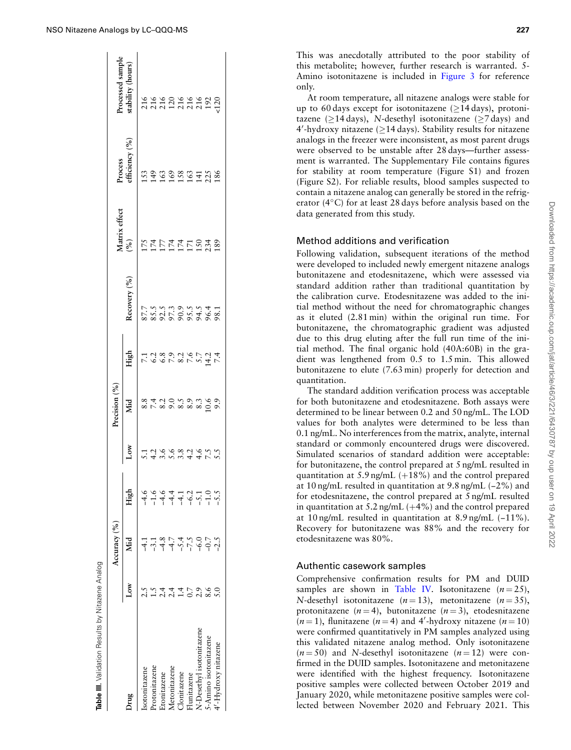**Table III.** Validation Results by Nitazene Analog

| Drug | Accuracy (%) | | | Precision (%) | | | Recovery (%) | Matrix effect (%) | Process efficiency (%) | Processed sample stability (hours) |
|---|---|---|---|---|---|---|---|---|---|---|
| | Low | Mid | High | Low | Mid | High | | | | |
| Isotonitazene | 2.5 | -4.1 | -4.6 | 5.1 | 8.8 | 7.1 | 87.7 | 175 | 153 | 216 |
| Protonitazene | 1.5 | -3.1 | -1.6 | 4.2 | 7.4 | 6.2 | 85.5 | 174 | 149 | 216 |
| Etonitazene | 2.4 | -4.8 | -4.6 | 3.6 | 8.2 | 6.8 | 92.5 | 177 | 163 | 216 |
| Metonitazene | 2.4 | -4.7 | -4.4 | 5.6 | 9.0 | 7.9 | 97.3 | 174 | 169 | 120 |
| Clonitazene | 1.4 | -5.4 | -4.1 | 3.8 | 8.5 | 8.2 | 90.9 | 174 | 158 | 216 |
| Flunitazene | 0.7 | -7.5 | -6.2 | 4.2 | 8.9 | 7.6 | 95.5 | 171 | 163 | 216 |
| N-Desethyl isotonitazene | 2.9 | -6.0 | -5.1 | 4.6 | 8.3 | 5.7 | 94.5 | 150 | 141 | 216 |
| 5-Amino isotonitazene | 8.6 | -0.7 | -1.0 | 7.5 | 10.6 | 14.2 | 96.4 | 234 | 225 | 192 |
| 4′-Hydroxy nitazene | 5.0 | -2.5 | -5.5 | 5.5 | 9.9 | 7.4 | 98.1 | 189 | 186 | <120 |

This was anecdotally attributed to the poor stability of this metabolite; however, further research is warranted. 5-Amino isotonitazene is included in Figure 3 for reference only.

At room temperature, all nitazene analogs were stable for up to 60 days except for isotonitazene (≥14 days), protonitazene (≥14 days), *N*-desethyl isotonitazene (≥7 days) and 4′-hydroxy nitazene (≥14 days). Stability results for nitazene analogs in the freezer were inconsistent, as most parent drugs were observed to be unstable after 28 days—further assessment is warranted. The Supplementary File contains figures for stability at room temperature (Figure S1) and frozen (Figure S2). For reliable results, blood samples suspected to contain a nitazene analog can generally be stored in the refrigerator (4°C) for at least 28 days before analysis based on the data generated from this study.

## Method additions and verification

Following validation, subsequent iterations of the method were developed to included newly emergent nitazene analogs butonitazene and etodesnitazene, which were assessed via standard addition rather than traditional quantitation by the calibration curve. Etodesnitazene was added to the initial method without the need for chromatographic changes as it eluted (2.81 min) within the original run time. For butonitazene, the chromatographic gradient was adjusted due to this drug eluting after the full run time of the initial method. The final organic hold (40A:60B) in the gradient was lengthened from 0.5 to 1.5 min. This allowed butonitazene to elute (7.63 min) properly for detection and quantitation.

The standard addition verification process was acceptable for both butonitazene and etodesnitazene. Both assays were determined to be linear between 0.2 and 50 ng/mL. The LOD values for both analytes were determined to be less than 0.1 ng/mL. No interferences from the matrix, analyte, internal standard or commonly encountered drugs were discovered. Simulated scenarios of standard addition were acceptable: for butonitazene, the control prepared at 5 ng/mL resulted in quantitation at 5.9 ng/mL (+18%) and the control prepared at 10 ng/mL resulted in quantitation at 9.8 ng/mL (–2%) and for etodesnitazene, the control prepared at 5 ng/mL resulted in quantitation at 5.2 ng/mL (+4%) and the control prepared at 10 ng/mL resulted in quantitation at 8.9 ng/mL (–11%). Recovery for butonitazene was 88% and the recovery for etodesnitazene was 80%.

## Authentic casework samples

Comprehensive confirmation results for PM and DUID samples are shown in Table IV. Isotonitazene ($n = 25$), *N*-desethyl isotonitazene ($n = 13$), metonitazene ($n = 35$), protonitazene ($n = 4$), butonitazene ($n = 3$), etodesnitazene ($n = 1$), flunitazene ($n = 4$) and 4′-hydroxy nitazene ($n = 10$) were confirmed quantitatively in PM samples analyzed using this validated nitazene analog method. Only isotonitazene ($n = 50$) and *N*-desethyl isotonitazene ($n = 12$) were confirmed in the DUID samples. Isotonitazene and metonitazene were identified with the highest frequency. Isotonitazene positive samples were collected between October 2019 and January 2020, while metonitazene positive samples were collected between November 2020 and February 2021. This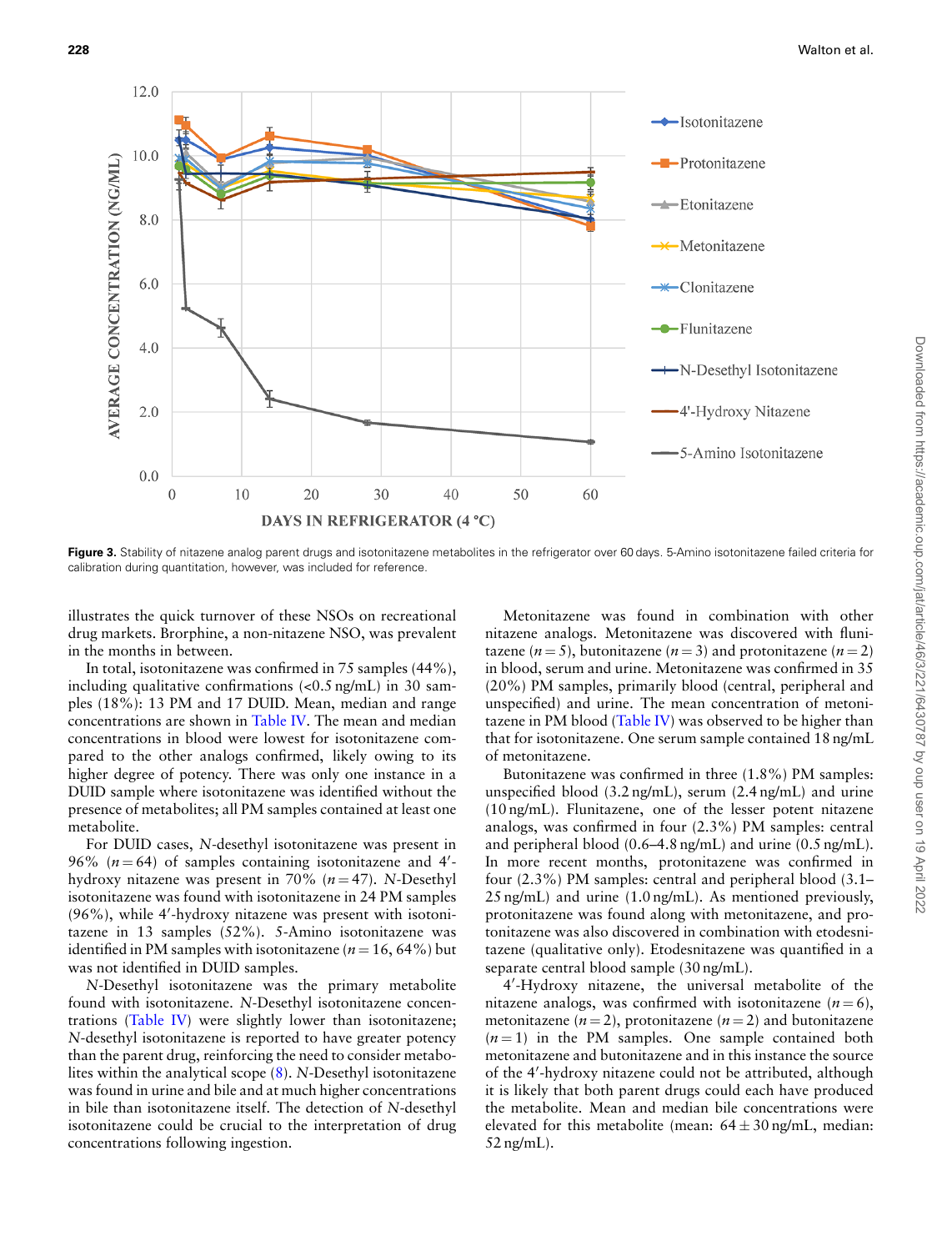**Figure 3.** Stability of nitazene analog parent drugs and isotonitazene metabolites in the refrigerator over 60 days. 5-Amino isotonitazene failed criteria for calibration during quantitation, however, was included for reference.

illustrates the quick turnover of these NSOs on recreational drug markets. Brorphine, a non-nitazene NSO, was prevalent in the months in between.

In total, isotonitazene was confirmed in 75 samples (44%), including qualitative confirmations (<0.5 ng/mL) in 30 samples (18%): 13 PM and 17 DUID. Mean, median and range concentrations are shown in Table IV. The mean and median concentrations in blood were lowest for isotonitazene compared to the other analogs confirmed, likely owing to its higher degree of potency. There was only one instance in a DUID sample where isotonitazene was identified without the presence of metabolites; all PM samples contained at least one metabolite.

For DUID cases, *N*-desethyl isotonitazene was present in 96% ($n = 64$) of samples containing isotonitazene and 4′-hydroxy nitazene was present in 70% ($n = 47$). *N*-Desethyl isotonitazene was found with isotonitazene in 24 PM samples (96%), while 4′-hydroxy nitazene was present with isotonitazene in 13 samples (52%). 5-Amino isotonitazene was identified in PM samples with isotonitazene ($n = 16$, 64%) but was not identified in DUID samples.

*N*-Desethyl isotonitazene was the primary metabolite found with isotonitazene. *N*-Desethyl isotonitazene concentrations (Table IV) were slightly lower than isotonitazene; *N*-desethyl isotonitazene is reported to have greater potency than the parent drug, reinforcing the need to consider metabolites within the analytical scope (8). *N*-Desethyl isotonitazene was found in urine and bile and at much higher concentrations in bile than isotonitazene itself. The detection of *N*-desethyl isotonitazene could be crucial to the interpretation of drug concentrations following ingestion.

Metonitazene was found in combination with other nitazene analogs. Metonitazene was discovered with flunitazene ($n = 5$), butonitazene ($n = 3$) and protonitazene ($n = 2$) in blood, serum and urine. Metonitazene was confirmed in 35 (20%) PM samples, primarily blood (central, peripheral and unspecified) and urine. The mean concentration of metonitazene in PM blood (Table IV) was observed to be higher than that for isotonitazene. One serum sample contained 18 ng/mL of metonitazene.

Butonitazene was confirmed in three (1.8%) PM samples: unspecified blood (3.2 ng/mL), serum (2.4 ng/mL) and urine (10 ng/mL). Flunitazene, one of the lesser potent nitazene analogs, was confirmed in four (2.3%) PM samples: central and peripheral blood (0.6–4.8 ng/mL) and urine (0.5 ng/mL). In more recent months, protonitazene was confirmed in four (2.3%) PM samples: central and peripheral blood (3.1–25 ng/mL) and urine (1.0 ng/mL). As mentioned previously, protonitazene was found along with metonitazene, and protonitazene was also discovered in combination with etodesnitazene (qualitative only). Etodesnitazene was quantified in a separate central blood sample (30 ng/mL).

4′-Hydroxy nitazene, the universal metabolite of the nitazene analogs, was confirmed with isotonitazene ($n = 6$), metonitazene ($n = 2$), protonitazene ($n = 2$) and butonitazene ($n = 1$) in the PM samples. One sample contained both metonitazene and butonitazene and in this instance the source of the 4′-hydroxy nitazene could not be attributed, although it is likely that both parent drugs could each have produced the metabolite. Mean and median bile concentrations were elevated for this metabolite (mean: $64 \pm 30$ ng/mL, median: 52 ng/mL).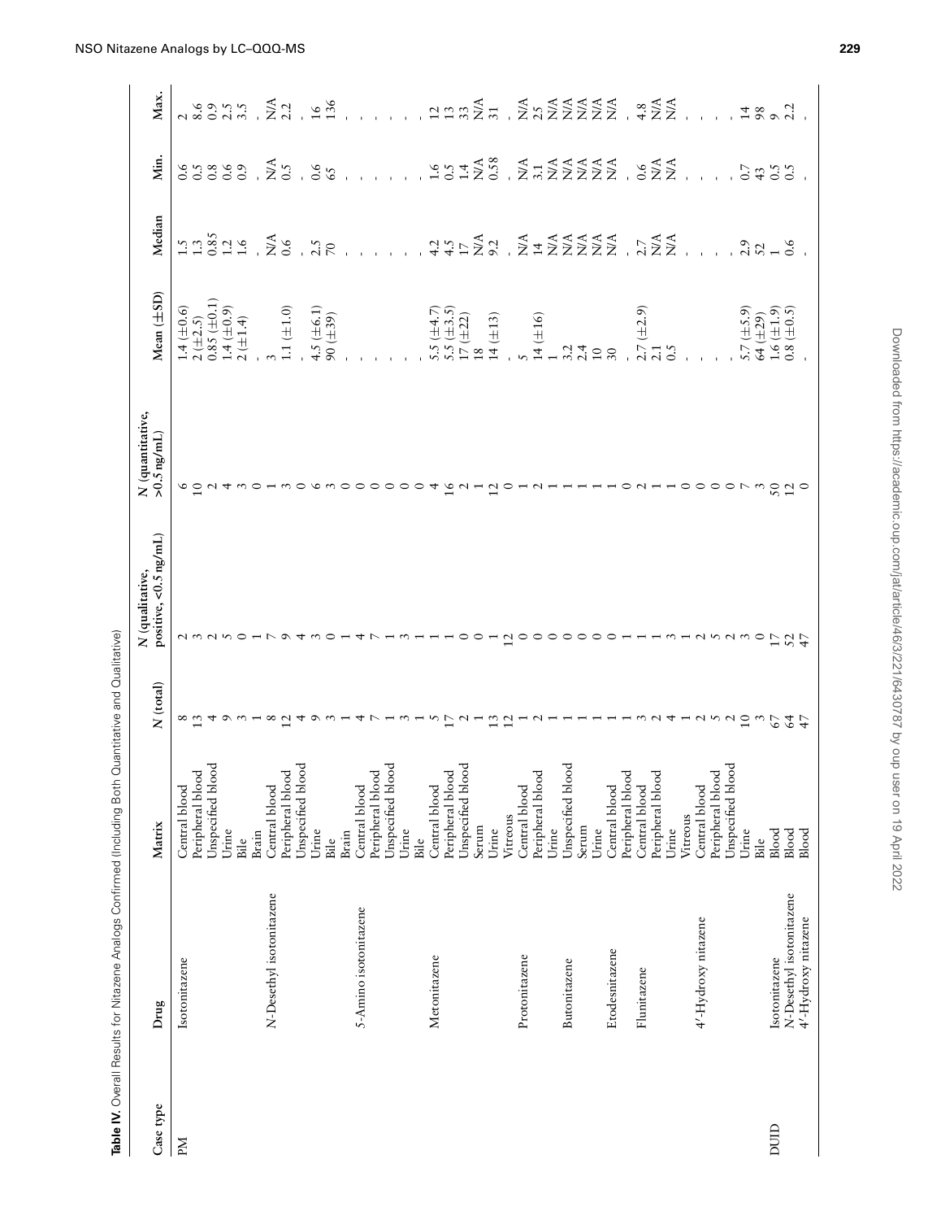**Table IV.** Overall Results for Nitazene Analogs Confirmed (Including Both Quantitative and Qualitative)

| Case type | Drug | Matrix | N (total) | N (qualitative, positive, <0.5 ng/mL) | N (quantitative, >0.5 ng/mL) | Mean (±SD) | Median | Min. | Max. |
|---|---|---|---|---|---|---|---|---|---|
| PM | Isotonitazene | Central blood | 8 | 2 | 6 | 1.4 (±0.6) | 1.5 | 0.6 | 2 |
| | | Peripheral blood | 13 | 3 | 10 | 2 (±2.5) | 1.3 | 0.5 | 8.6 |
| | | Unspecified blood | 4 | 2 | 2 | 0.85 (±0.1) | 0.85 | 0.8 | 0.9 |
| | | Urine | 9 | 5 | 4 | 1.4 (±0.9) | 1.2 | 0.6 | 2.5 |
| | | Bile | 3 | 0 | 3 | 2 (±1.4) | 1.6 | 0.9 | 3.5 |
| | | Brain | 1 | 1 | 0 | - | - | - | - |
| | N-Desethyl isotonitazene | Central blood | 8 | 7 | 1 | 3 | N/A | N/A | N/A |
| | | Peripheral blood | 12 | 9 | 3 | 1.1 (±1.0) | 0.6 | 0.5 | 2.2 |
| | | Unspecified blood | 4 | 4 | 0 | - | - | - | - |
| | | Urine | 9 | 3 | 6 | 4.5 (±6.1) | 2.5 | 0.6 | 16 |
| | | Bile | 3 | 0 | 3 | 90 (±39) | 70 | 65 | 136 |
| | | Brain | 1 | 1 | 0 | - | - | - | - |
| | 5-Amino isotonitazene | Central blood | 4 | 4 | 0 | - | - | - | - |
| | | Peripheral blood | 7 | 7 | 0 | - | - | - | - |
| | | Unspecified blood | 1 | 1 | 0 | - | - | - | - |
| | | Urine | 3 | 3 | 0 | - | - | - | - |
| | | Bile | 1 | 1 | 0 | - | - | - | - |
| | Metonitazene | Central blood | 5 | 1 | 4 | 5.5 (±4.7) | 4.2 | 1.6 | 12 |
| | | Peripheral blood | 17 | 1 | 16 | 5.5 (±3.5) | 4.5 | 0.5 | 13 |
| | | Unspecified blood | 2 | 0 | 2 | 17 (±22) | 17 | 1.4 | 33 |
| | | Serum | 1 | 0 | 1 | 18 | N/A | N/A | N/A |
| | | Urine | 13 | 1 | 12 | 14 (±13) | 9.2 | 0.58 | 31 |
| | | Vitreous | 12 | 12 | 0 | - | - | - | - |
| | Protonitazene | Central blood | 1 | 0 | 1 | 5 | N/A | N/A | N/A |
| | | Peripheral blood | 2 | 0 | 2 | 14 (±16) | 14 | 3.1 | 25 |
| | | Urine | 1 | 0 | 1 | 1 | N/A | N/A | N/A |
| | Butonitazene | Unspecified blood | 1 | 0 | 1 | 3.2 | N/A | N/A | N/A |
| | | Serum | 1 | 0 | 1 | 2.4 | N/A | N/A | N/A |
| | | Urine | 1 | 0 | 1 | 10 | N/A | N/A | N/A |
| | Etodesnitazene | Central blood | 1 | 0 | 1 | 30 | N/A | N/A | N/A |
| | | Peripheral blood | 1 | 1 | 0 | - | - | - | - |
| | Flunitazene | Central blood | 3 | 1 | 2 | 2.7 (±2.9) | 2.7 | 0.6 | 4.8 |
| | | Peripheral blood | 2 | 1 | 1 | 2.1 | N/A | N/A | N/A |
| | | Urine | 4 | 3 | 1 | 0.5 | N/A | N/A | N/A |
| | | Vitreous | 1 | 1 | 0 | - | - | - | - |
| | 4′-Hydroxy nitazene | Central blood | 2 | 2 | 0 | - | - | - | - |
| | | Peripheral blood | 5 | 5 | 0 | - | - | - | - |
| | | Unspecified blood | 2 | 2 | 0 | - | - | - | - |
| | | Urine | 10 | 3 | 7 | 5.7 (±5.9) | 2.9 | 0.7 | 14 |
| | | Bile | 3 | 0 | 3 | 64 (±29) | 52 | 43 | 98 |
| DUID | Isotonitazene | Blood | 67 | 17 | 50 | 1.6 (±1.9) | 1 | 0.5 | 9 |
| | N-Desethyl isotonitazene | Blood | 64 | 52 | 12 | 0.8 (±0.5) | 0.6 | 0.5 | 2.2 |
| | 4′-Hydroxy nitazene | Blood | 47 | 47 | 0 | - | - | - | - |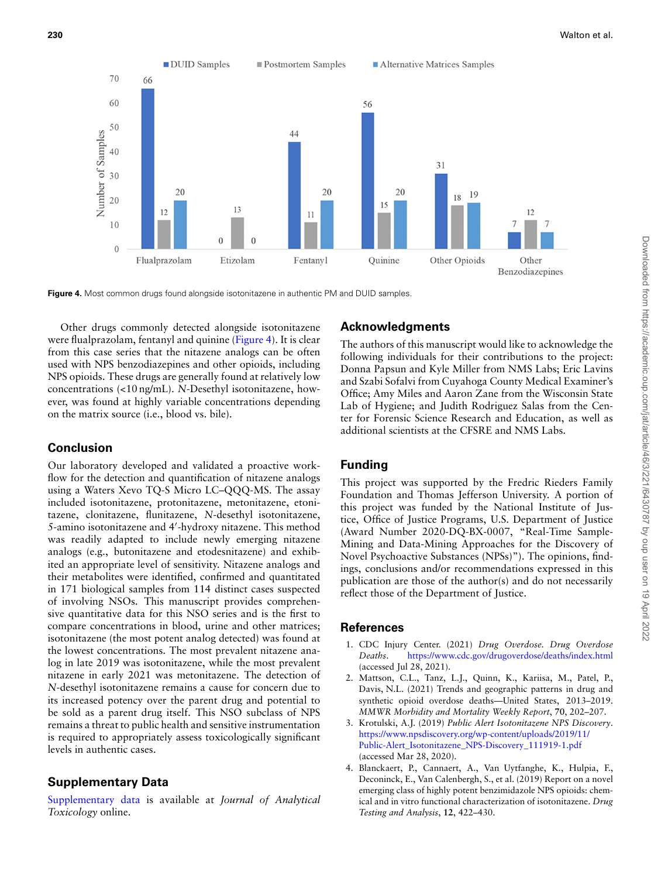**Figure 4.** Most common drugs found alongside isotonitazene in authentic PM and DUID samples.

Other drugs commonly detected alongside isotonitazene were flualprazolam, fentanyl and quinine (Figure 4). It is clear from this case series that the nitazene analogs can be often used with NPS benzodiazepines and other opioids, including NPS opioids. These drugs are generally found at relatively low concentrations (<10 ng/mL). *N*-Desethyl isotonitazene, however, was found at highly variable concentrations depending on the matrix source (i.e., blood vs. bile).

## Conclusion

Our laboratory developed and validated a proactive workflow for the detection and quantification of nitazene analogs using a Waters Xevo TQ-S Micro LC–QQQ-MS. The assay included isotonitazene, protonitazene, metonitazene, etonitazene, clonitazene, flunitazene, *N*-desethyl isotonitazene, 5-amino isotonitazene and 4′-hydroxy nitazene. This method was readily adapted to include newly emerging nitazene analogs (e.g., butonitazene and etodesnitazene) and exhibited an appropriate level of sensitivity. Nitazene analogs and their metabolites were identified, confirmed and quantitated in 171 biological samples from 114 distinct cases suspected of involving NSOs. This manuscript provides comprehensive quantitative data for this NSO series and is the first to compare concentrations in blood, urine and other matrices; isotonitazene (the most potent analog detected) was found at the lowest concentrations. The most prevalent nitazene analog in late 2019 was isotonitazene, while the most prevalent nitazene in early 2021 was metonitazene. The detection of *N*-desethyl isotonitazene remains a cause for concern due to its increased potency over the parent drug and potential to be sold as a parent drug itself. This NSO subclass of NPS remains a threat to public health and sensitive instrumentation is required to appropriately assess toxicologically significant levels in authentic cases.

## Supplementary Data

Supplementary data is available at *Journal of Analytical Toxicology* online.

## Acknowledgments

The authors of this manuscript would like to acknowledge the following individuals for their contributions to the project: Donna Papsun and Kyle Miller from NMS Labs; Eric Lavins and Szabi Sofalvi from Cuyahoga County Medical Examiner's Office; Amy Miles and Aaron Zane from the Wisconsin State Lab of Hygiene; and Judith Rodriguez Salas from the Center for Forensic Science Research and Education, as well as additional scientists at the CFSRE and NMS Labs.

## Funding

This project was supported by the Fredric Rieders Family Foundation and Thomas Jefferson University. A portion of this project was funded by the National Institute of Justice, Office of Justice Programs, U.S. Department of Justice (Award Number 2020-DQ-BX-0007, "Real-Time Sample-Mining and Data-Mining Approaches for the Discovery of Novel Psychoactive Substances (NPSs)"). The opinions, findings, conclusions and/or recommendations expressed in this publication are those of the author(s) and do not necessarily reflect those of the Department of Justice.

## References

1. CDC Injury Center. (2021) *Drug Overdose. Drug Overdose Deaths*. https://www.cdc.gov/drugoverdose/deaths/index.html (accessed Jul 28, 2021).
2. Mattson, C.L., Tanz, L.J., Quinn, K., Kariisa, M., Patel, P., Davis, N.L. (2021) Trends and geographic patterns in drug and synthetic opioid overdose deaths—United States, 2013–2019. *MMWR Morbidity and Mortality Weekly Report*, **70**, 202–207.
3. Krotulski, A.J. (2019) *Public Alert Isotonitazene NPS Discovery*. https://www.npsdiscovery.org/wp-content/uploads/2019/11/Public-Alert_Isotonitazene_NPS-Discovery_111919-1.pdf (accessed Mar 28, 2020).
4. Blanckaert, P., Cannaert, A., Van Uytfanghe, K., Hulpia, F., Deconinck, E., Van Calenbergh, S., et al. (2019) Report on a novel emerging class of highly potent benzimidazole NPS opioids: chemical and in vitro functional characterization of isotonitazene. *Drug Testing and Analysis*, **12**, 422–430.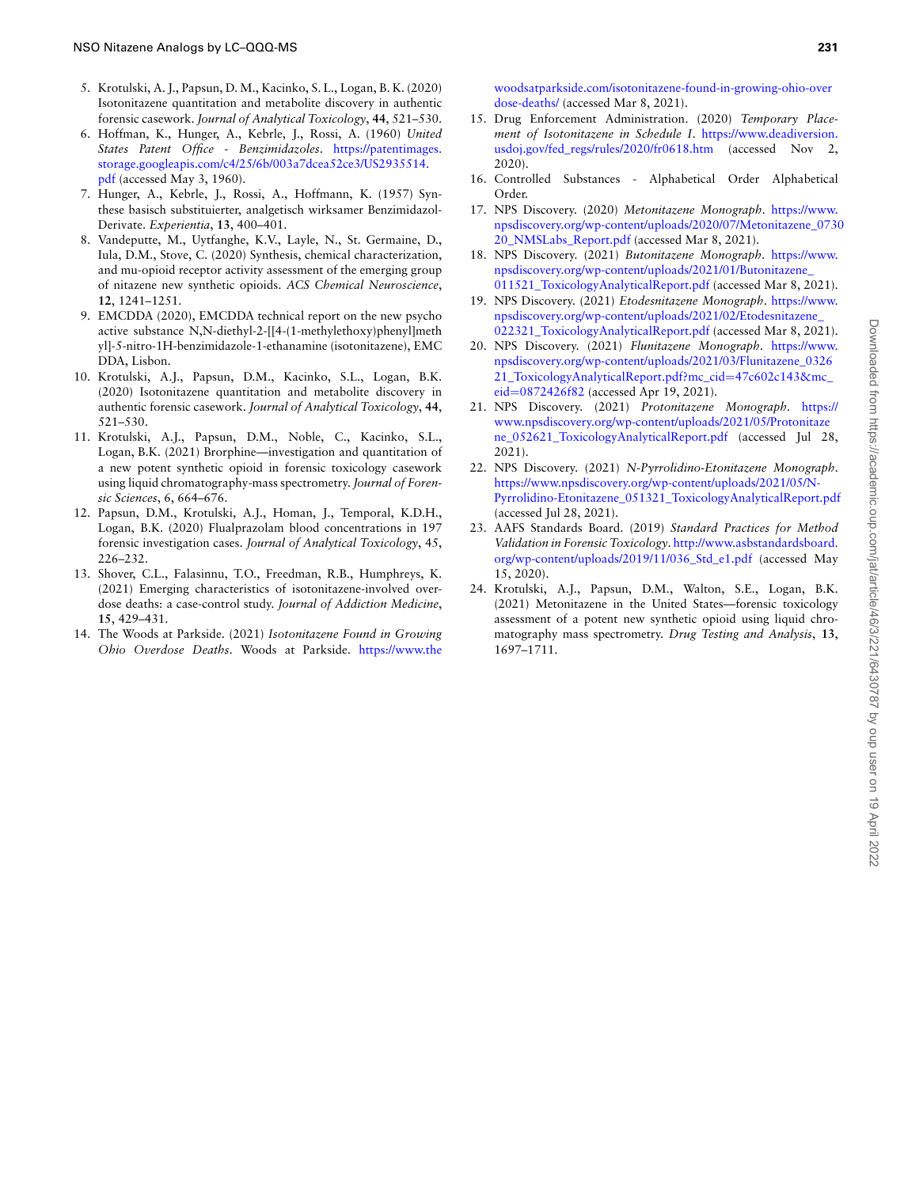5. Krotulski, A. J., Papsun, D. M., Kacinko, S. L., Logan, B. K. (2020) Isotonitazene quantitation and metabolite discovery in authentic forensic casework. *Journal of Analytical Toxicology*, **44**, 521–530.
6. Hoffman, K., Hunger, A., Kebrle, J., Rossi, A. (1960) *United States Patent Office - Benzimidazoles*. https://patentimages.storage.googleapis.com/c4/25/6b/003a7dcea52ce3/US2935514.pdf (accessed May 3, 1960).
7. Hunger, A., Kebrle, J., Rossi, A., Hoffmann, K. (1957) Synthese basisch substituierter, analgetisch wirksamer Benzimidazol-Derivate. *Experientia*, **13**, 400–401.
8. Vandeputte, M., Uytfanghe, K.V., Layle, N., St. Germaine, D., Iula, D.M., Stove, C. (2020) Synthesis, chemical characterization, and mu-opioid receptor activity assessment of the emerging group of nitazene new synthetic opioids. *ACS Chemical Neuroscience*, **12**, 1241–1251.
9. EMCDDA (2020), EMCDDA technical report on the new psychoactive substance N,N-diethyl-2-[[4-(1-methylethoxy)phenyl]methyl]-5-nitro-1H-benzimidazole-1-ethanamine (isotonitazene), EMCDDA, Lisbon.
10. Krotulski, A.J., Papsun, D.M., Kacinko, S.L., Logan, B.K. (2020) Isotonitazene quantitation and metabolite discovery in authentic forensic casework. *Journal of Analytical Toxicology*, **44**, 521–530.
11. Krotulski, A.J., Papsun, D.M., Noble, C., Kacinko, S.L., Logan, B.K. (2021) Brorphine—investigation and quantitation of a new potent synthetic opioid in forensic toxicology casework using liquid chromatography-mass spectrometry. *Journal of Forensic Sciences*, 6, 664–676.
12. Papsun, D.M., Krotulski, A.J., Homan, J., Temporal, K.D.H., Logan, B.K. (2020) Flualprazolam blood concentrations in 197 forensic investigation cases. *Journal of Analytical Toxicology*, 45, 226–232.
13. Shover, C.L., Falasinnu, T.O., Freedman, R.B., Humphreys, K. (2021) Emerging characteristics of isotonitazene-involved overdose deaths: a case-control study. *Journal of Addiction Medicine*, **15**, 429–431.
14. The Woods at Parkside. (2021) *Isotonitazene Found in Growing Ohio Overdose Deaths*. Woods at Parkside. https://www.thewoodsatparkside.com/isotonitazene-found-in-growing-ohio-overdose-deaths/ (accessed Mar 8, 2021).
15. Drug Enforcement Administration. (2020) *Temporary Placement of Isotonitazene in Schedule I*. https://www.deadiversion.usdoj.gov/fed_regs/rules/2020/fr0618.htm (accessed Nov 2, 2020).
16. Controlled Substances - Alphabetical Order Alphabetical Order.
17. NPS Discovery. (2020) *Metonitazene Monograph*. https://www.npsdiscovery.org/wp-content/uploads/2020/07/Metonitazene_073020_NMSLabs_Report.pdf (accessed Mar 8, 2021).
18. NPS Discovery. (2021) *Butonitazene Monograph*. https://www.npsdiscovery.org/wp-content/uploads/2021/01/Butonitazene_011521_ToxicologyAnalyticalReport.pdf (accessed Mar 8, 2021).
19. NPS Discovery. (2021) *Etodesnitazene Monograph*. https://www.npsdiscovery.org/wp-content/uploads/2021/02/Etodesnitazene_022321_ToxicologyAnalyticalReport.pdf (accessed Mar 8, 2021).
20. NPS Discovery. (2021) *Flunitazene Monograph*. https://www.npsdiscovery.org/wp-content/uploads/2021/03/Flunitazene_032621_ToxicologyAnalyticalReport.pdf?mc_cid=47c602c143&mc_eid=0872426f82 (accessed Apr 19, 2021).
21. NPS Discovery. (2021) *Protonitazene Monograph*. https://www.npsdiscovery.org/wp-content/uploads/2021/05/Protonitazene_052621_ToxicologyAnalyticalReport.pdf (accessed Jul 28, 2021).
22. NPS Discovery. (2021) *N-Pyrrolidino-Etonitazene Monograph*. https://www.npsdiscovery.org/wp-content/uploads/2021/05/N-Pyrrolidino-Etonitazene_051321_ToxicologyAnalyticalReport.pdf (accessed Jul 28, 2021).
23. AAFS Standards Board. (2019) *Standard Practices for Method Validation in Forensic Toxicology*. http://www.asbstandardsboard.org/wp-content/uploads/2019/11/036_Std_e1.pdf (accessed May 15, 2020).
24. Krotulski, A.J., Papsun, D.M., Walton, S.E., Logan, B.K. (2021) Metonitazene in the United States—forensic toxicology assessment of a potent new synthetic opioid using liquid chromatography mass spectrometry. *Drug Testing and Analysis*, **13**, 1697–1711.